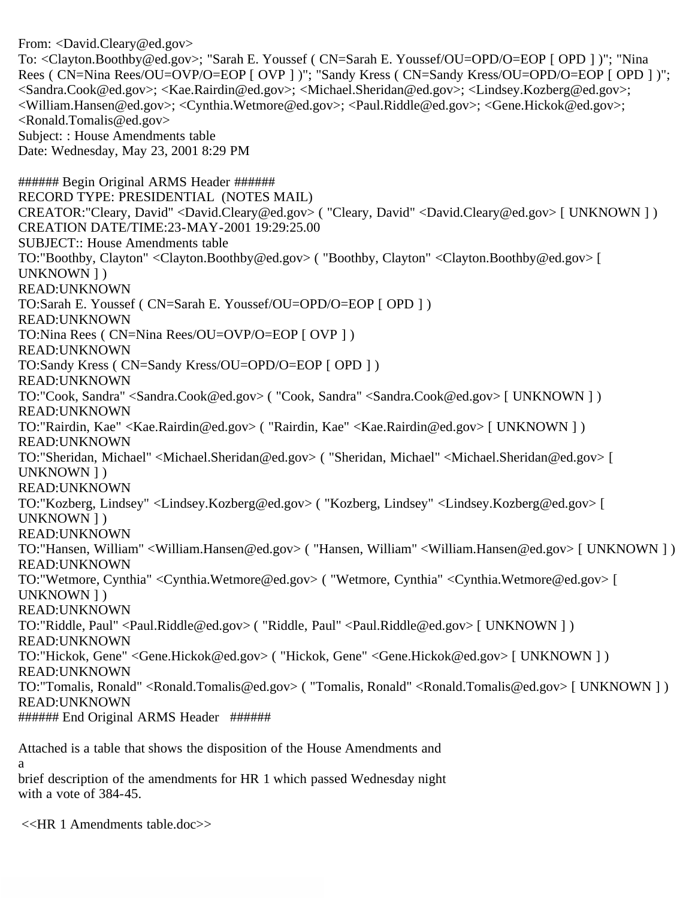From: <David.Cleary@ed.gov>
To: <Clayton.Boothby@ed.gov>; "Sarah E. Youssef ( CN=Sarah E. Youssef/OU=OPD/O=EOP [ OPD ] )"; "Nina Rees ( CN=Nina Rees/OU=OVP/O=EOP [ OVP ] )"; "Sandy Kress ( CN=Sandy Kress/OU=OPD/O=EOP [ OPD ] )"; <Sandra.Cook@ed.gov>; <Kae.Rairdin@ed.gov>; <Michael.Sheridan@ed.gov>; <Lindsey.Kozberg@ed.gov>; <William.Hansen@ed.gov>; <Cynthia.Wetmore@ed.gov>; <Paul.Riddle@ed.gov>; <Gene.Hickok@ed.gov>; <Ronald.Tomalis@ed.gov>
Subject: : House Amendments table
Date: Wednesday, May 23, 2001 8:29 PM

###### Begin Original ARMS Header ######
RECORD TYPE: PRESIDENTIAL (NOTES MAIL)
CREATOR:"Cleary, David" <David.Cleary@ed.gov> ( "Cleary, David" <David.Cleary@ed.gov> [ UNKNOWN ] )
CREATION DATE/TIME:23-MAY-2001 19:29:25.00
SUBJECT:: House Amendments table
TO:"Boothby, Clayton" <Clayton.Boothby@ed.gov> ( "Boothby, Clayton" <Clayton.Boothby@ed.gov> [ UNKNOWN ] )
READ:UNKNOWN
TO:Sarah E. Youssef ( CN=Sarah E. Youssef/OU=OPD/O=EOP [ OPD ] )
READ:UNKNOWN
TO:Nina Rees ( CN=Nina Rees/OU=OVP/O=EOP [ OVP ] )
READ:UNKNOWN
TO:Sandy Kress ( CN=Sandy Kress/OU=OPD/O=EOP [ OPD ] )
READ:UNKNOWN
TO:"Cook, Sandra" <Sandra.Cook@ed.gov> ( "Cook, Sandra" <Sandra.Cook@ed.gov> [ UNKNOWN ] )
READ:UNKNOWN
TO:"Rairdin, Kae" <Kae.Rairdin@ed.gov> ( "Rairdin, Kae" <Kae.Rairdin@ed.gov> [ UNKNOWN ] )
READ:UNKNOWN
TO:"Sheridan, Michael" <Michael.Sheridan@ed.gov> ( "Sheridan, Michael" <Michael.Sheridan@ed.gov> [ UNKNOWN ] )
READ:UNKNOWN
TO:"Kozberg, Lindsey" <Lindsey.Kozberg@ed.gov> ( "Kozberg, Lindsey" <Lindsey.Kozberg@ed.gov> [ UNKNOWN ] )
READ:UNKNOWN
TO:"Hansen, William" <William.Hansen@ed.gov> ( "Hansen, William" <William.Hansen@ed.gov> [ UNKNOWN ] )
READ:UNKNOWN
TO:"Wetmore, Cynthia" <Cynthia.Wetmore@ed.gov> ( "Wetmore, Cynthia" <Cynthia.Wetmore@ed.gov> [ UNKNOWN ] )
READ:UNKNOWN
TO:"Riddle, Paul" <Paul.Riddle@ed.gov> ( "Riddle, Paul" <Paul.Riddle@ed.gov> [ UNKNOWN ] )
READ:UNKNOWN
TO:"Hickok, Gene" <Gene.Hickok@ed.gov> ( "Hickok, Gene" <Gene.Hickok@ed.gov> [ UNKNOWN ] )
READ:UNKNOWN
TO:"Tomalis, Ronald" <Ronald.Tomalis@ed.gov> ( "Tomalis, Ronald" <Ronald.Tomalis@ed.gov> [ UNKNOWN ] )
READ:UNKNOWN
###### End Original ARMS Header ######

Attached is a table that shows the disposition of the House Amendments and
a
brief description of the amendments for HR 1 which passed Wednesday night
with a vote of 384-45.

<<HR 1 Amendments table.doc>>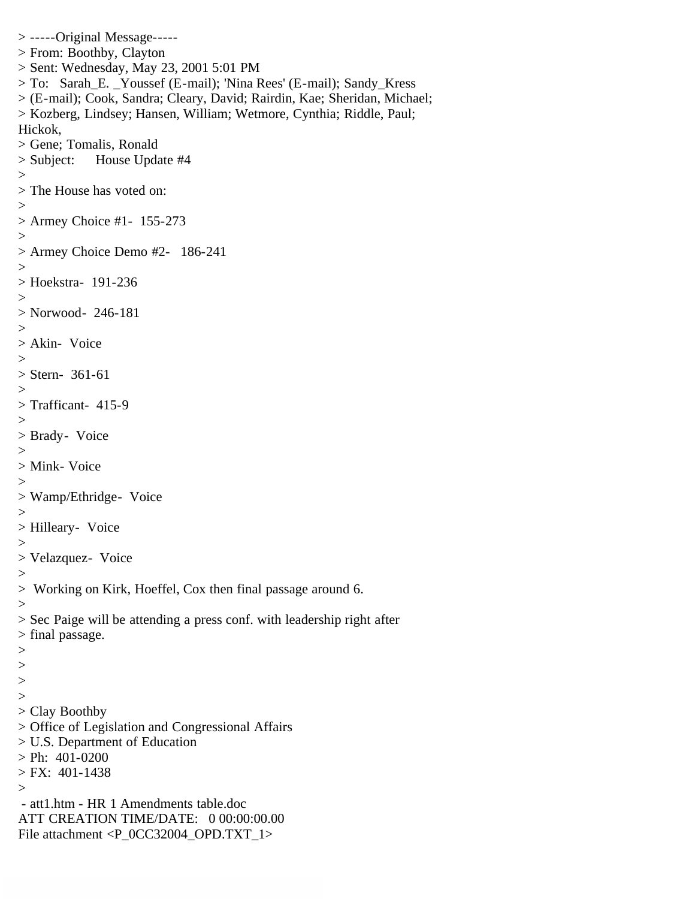> -----Original Message-----
> From: Boothby, Clayton
> Sent: Wednesday, May 23, 2001 5:01 PM
> To: Sarah_E. _Youssef (E-mail); 'Nina Rees' (E-mail); Sandy_Kress
> (E-mail); Cook, Sandra; Cleary, David; Rairdin, Kae; Sheridan, Michael;
> Kozberg, Lindsey; Hansen, William; Wetmore, Cynthia; Riddle, Paul;
Hickok,
> Gene; Tomalis, Ronald
> Subject: House Update #4
>
> The House has voted on:
>
> Armey Choice #1- 155-273
>
> Armey Choice Demo #2- 186-241
>
> Hoekstra- 191-236
>
> Norwood- 246-181
>
> Akin- Voice
>
> Stern- 361-61
>
> Trafficant- 415-9
>
> Brady- Voice
>
> Mink- Voice
>
> Wamp/Ethridge- Voice
>
> Hilleary- Voice
>
> Velazquez- Voice
>
> Working on Kirk, Hoeffel, Cox then final passage around 6.
>
> Sec Paige will be attending a press conf. with leadership right after
> final passage.
>
>
>
>
> Clay Boothby
> Office of Legislation and Congressional Affairs
> U.S. Department of Education
> Ph: 401-0200
> FX: 401-1438
>
- att1.htm - HR 1 Amendments table.doc
ATT CREATION TIME/DATE: 0 00:00:00.00
File attachment <P_0CC32004_OPD.TXT_1>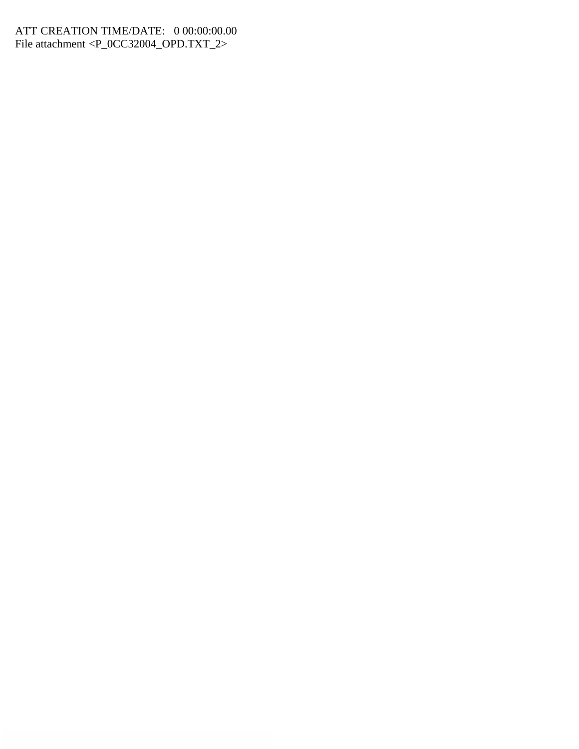ATT CREATION TIME/DATE: 0 00:00:00.00
File attachment <P_0CC32004_OPD.TXT_2>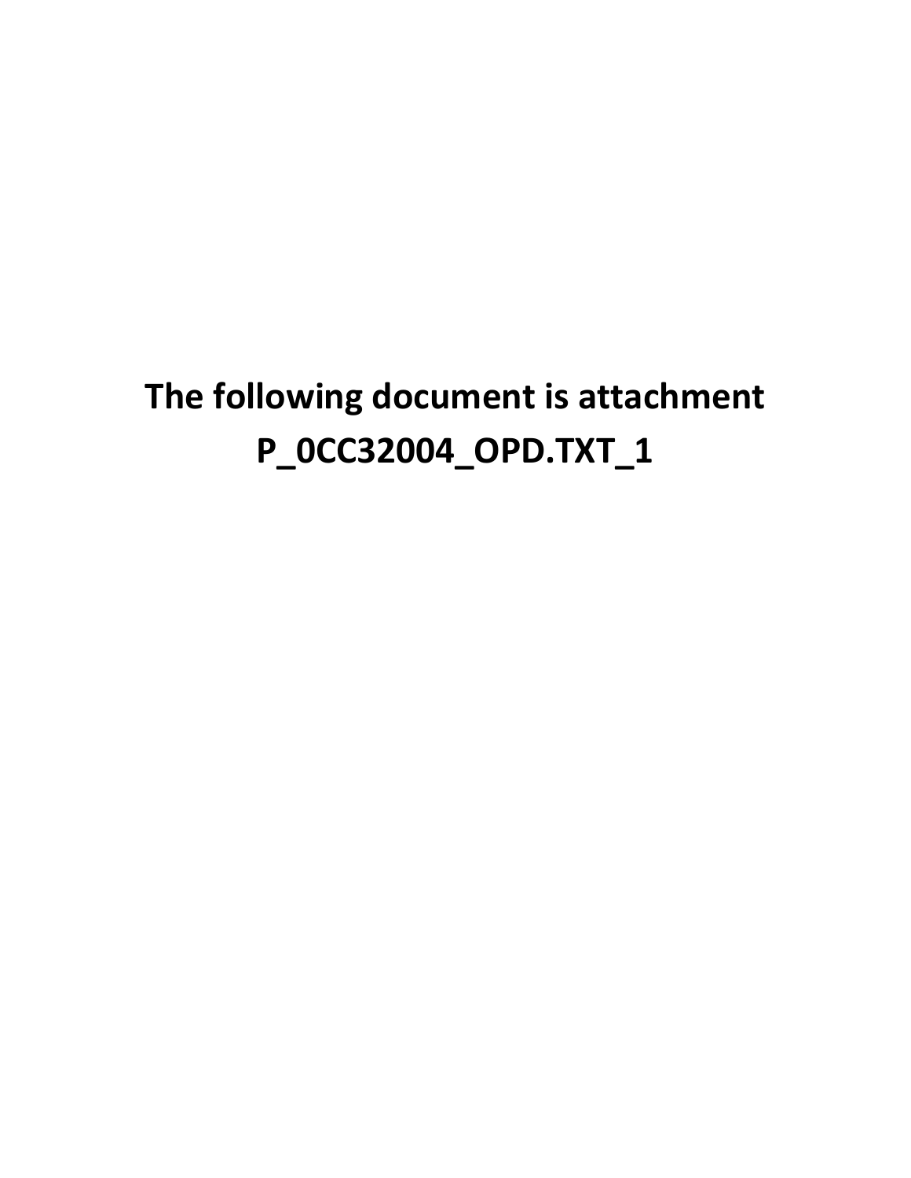**The following document is attachment P_0CC32004_OPD.TXT_1**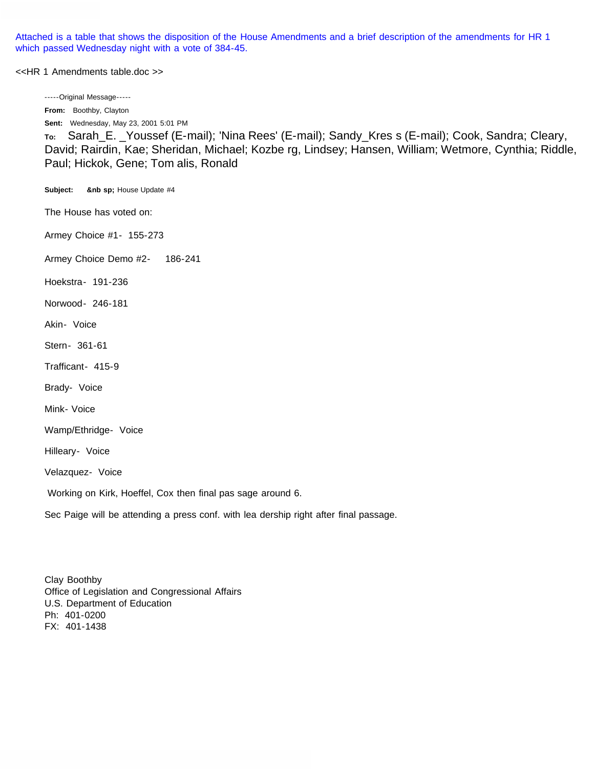Attached is a table that shows the disposition of the House Amendments and a brief description of the amendments for HR 1 which passed Wednesday night with a vote of 384-45.

<<HR 1 Amendments table.doc >>

-----Original Message-----
**From:** Boothby, Clayton
**Sent:** Wednesday, May 23, 2001 5:01 PM
**To:** Sarah_E. _Youssef (E-mail); 'Nina Rees' (E-mail); Sandy_Kres s (E-mail); Cook, Sandra; Cleary, David; Rairdin, Kae; Sheridan, Michael; Kozbe rg, Lindsey; Hansen, William; Wetmore, Cynthia; Riddle, Paul; Hickok, Gene; Tom alis, Ronald
**Subject:** &nb sp; House Update #4

The House has voted on:

Armey Choice #1- 155-273

Armey Choice Demo #2- 186-241

Hoekstra- 191-236

Norwood- 246-181

Akin- Voice

Stern- 361-61

Trafficant- 415-9

Brady- Voice

Mink- Voice

Wamp/Ethridge- Voice

Hilleary- Voice

Velazquez- Voice

Working on Kirk, Hoeffel, Cox then final pas sage around 6.

Sec Paige will be attending a press conf. with lea dership right after final passage.

Clay Boothby
Office of Legislation and Congressional Affairs
U.S. Department of Education
Ph: 401-0200
FX: 401-1438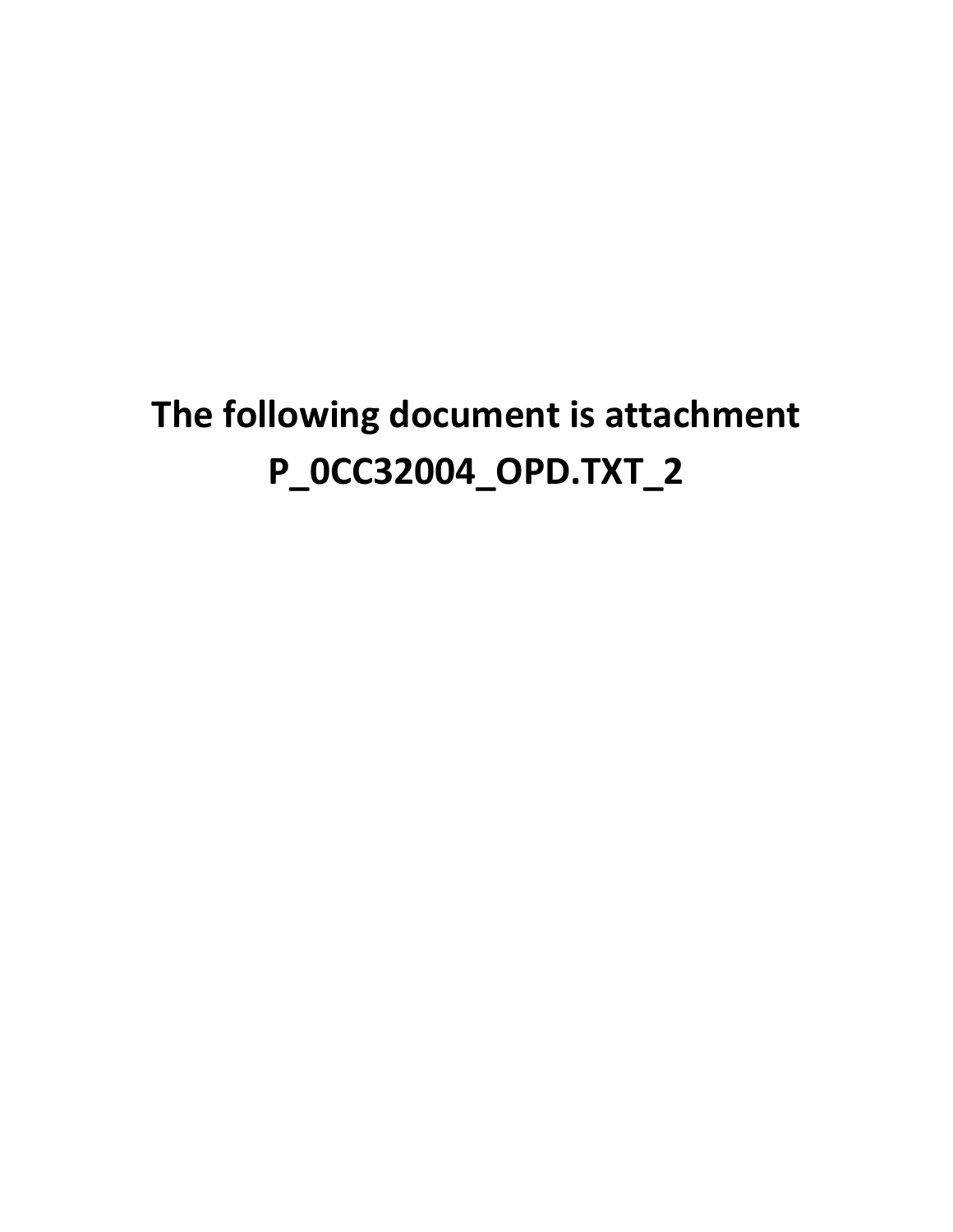# The following document is attachment P_0CC32004_OPD.TXT_2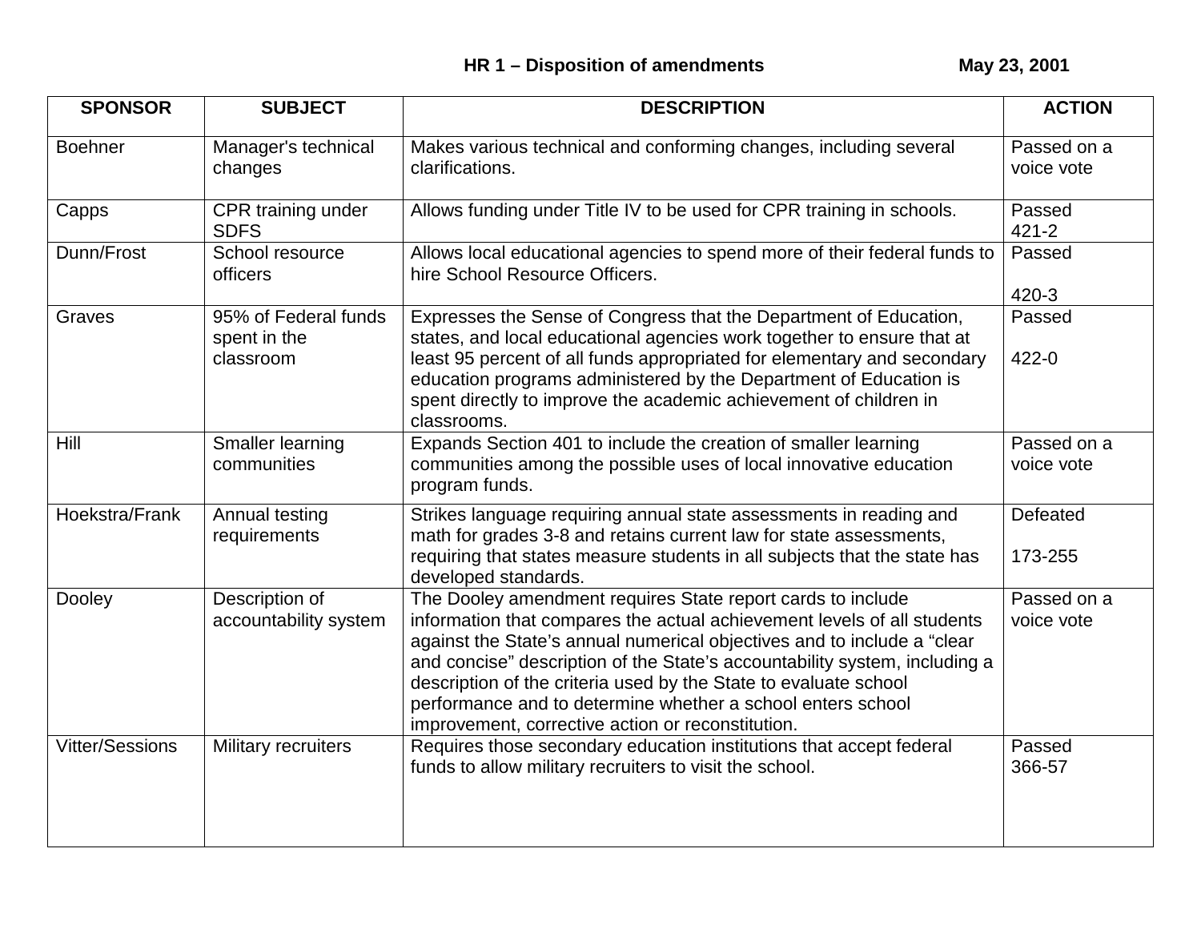**HR 1 – Disposition of amendments** **May 23, 2001**

| SPONSOR | SUBJECT | DESCRIPTION | ACTION |
|---|---|---|---|
| Boehner | Manager's technical changes | Makes various technical and conforming changes, including several clarifications. | Passed on a voice vote |
| Capps | CPR training under SDFS | Allows funding under Title IV to be used for CPR training in schools. | Passed 421-2 |
| Dunn/Frost | School resource officers | Allows local educational agencies to spend more of their federal funds to hire School Resource Officers. | Passed 420-3 |
| Graves | 95% of Federal funds spent in the classroom | Expresses the Sense of Congress that the Department of Education, states, and local educational agencies work together to ensure that at least 95 percent of all funds appropriated for elementary and secondary education programs administered by the Department of Education is spent directly to improve the academic achievement of children in classrooms. | Passed 422-0 |
| Hill | Smaller learning communities | Expands Section 401 to include the creation of smaller learning communities among the possible uses of local innovative education program funds. | Passed on a voice vote |
| Hoekstra/Frank | Annual testing requirements | Strikes language requiring annual state assessments in reading and math for grades 3-8 and retains current law for state assessments, requiring that states measure students in all subjects that the state has developed standards. | Defeated 173-255 |
| Dooley | Description of accountability system | The Dooley amendment requires State report cards to include information that compares the actual achievement levels of all students against the State's annual numerical objectives and to include a "clear and concise" description of the State's accountability system, including a description of the criteria used by the State to evaluate school performance and to determine whether a school enters school improvement, corrective action or reconstitution. | Passed on a voice vote |
| Vitter/Sessions | Military recruiters | Requires those secondary education institutions that accept federal funds to allow military recruiters to visit the school. | Passed 366-57 |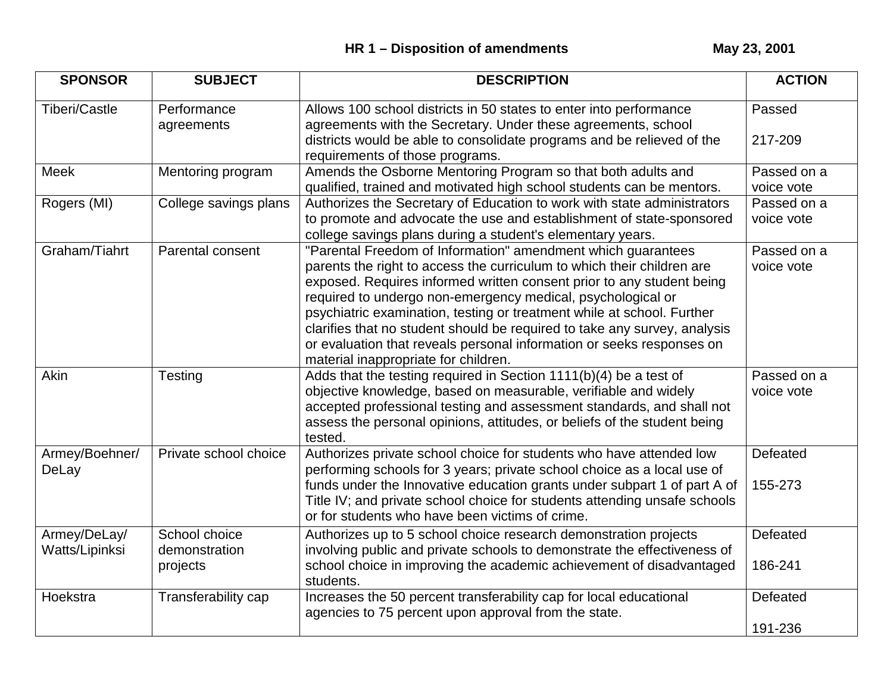**HR 1 – Disposition of amendments** **May 23, 2001**

| SPONSOR | SUBJECT | DESCRIPTION | ACTION |
|---|---|---|---|
| Tiberi/Castle | Performance agreements | Allows 100 school districts in 50 states to enter into performance agreements with the Secretary. Under these agreements, school districts would be able to consolidate programs and be relieved of the requirements of those programs. | Passed 217-209 |
| Meek | Mentoring program | Amends the Osborne Mentoring Program so that both adults and qualified, trained and motivated high school students can be mentors. | Passed on a voice vote |
| Rogers (MI) | College savings plans | Authorizes the Secretary of Education to work with state administrators to promote and advocate the use and establishment of state-sponsored college savings plans during a student's elementary years. | Passed on a voice vote |
| Graham/Tiahrt | Parental consent | "Parental Freedom of Information" amendment which guarantees parents the right to access the curriculum to which their children are exposed. Requires informed written consent prior to any student being required to undergo non-emergency medical, psychological or psychiatric examination, testing or treatment while at school. Further clarifies that no student should be required to take any survey, analysis or evaluation that reveals personal information or seeks responses on material inappropriate for children. | Passed on a voice vote |
| Akin | Testing | Adds that the testing required in Section 1111(b)(4) be a test of objective knowledge, based on measurable, verifiable and widely accepted professional testing and assessment standards, and shall not assess the personal opinions, attitudes, or beliefs of the student being tested. | Passed on a voice vote |
| Armey/Boehner/ DeLay | Private school choice | Authorizes private school choice for students who have attended low performing schools for 3 years; private school choice as a local use of funds under the Innovative education grants under subpart 1 of part A of Title IV; and private school choice for students attending unsafe schools or for students who have been victims of crime. | Defeated 155-273 |
| Armey/DeLay/ Watts/Lipinksi | School choice demonstration projects | Authorizes up to 5 school choice research demonstration projects involving public and private schools to demonstrate the effectiveness of school choice in improving the academic achievement of disadvantaged students. | Defeated 186-241 |
| Hoekstra | Transferability cap | Increases the 50 percent transferability cap for local educational agencies to 75 percent upon approval from the state. | Defeated 191-236 |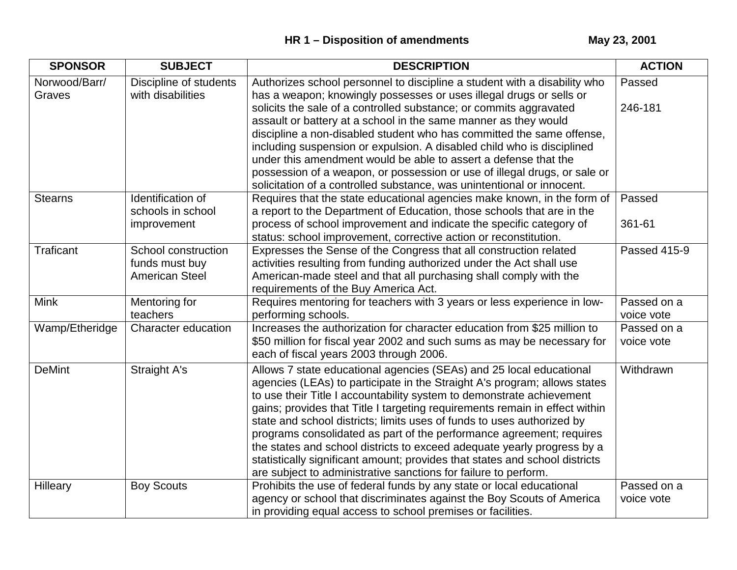**HR 1 – Disposition of amendments May 23, 2001**

| SPONSOR | SUBJECT | DESCRIPTION | ACTION |
|---|---|---|---|
| Norwood/Barr/ Graves | Discipline of students with disabilities | Authorizes school personnel to discipline a student with a disability who has a weapon; knowingly possesses or uses illegal drugs or sells or solicits the sale of a controlled substance; or commits aggravated assault or battery at a school in the same manner as they would discipline a non-disabled student who has committed the same offense, including suspension or expulsion. A disabled child who is disciplined under this amendment would be able to assert a defense that the possession of a weapon, or possession or use of illegal drugs, or sale or solicitation of a controlled substance, was unintentional or innocent. | Passed 246-181 |
| Stearns | Identification of schools in school improvement | Requires that the state educational agencies make known, in the form of a report to the Department of Education, those schools that are in the process of school improvement and indicate the specific category of status: school improvement, corrective action or reconstitution. | Passed 361-61 |
| Traficant | School construction funds must buy American Steel | Expresses the Sense of the Congress that all construction related activities resulting from funding authorized under the Act shall use American-made steel and that all purchasing shall comply with the requirements of the Buy America Act. | Passed 415-9 |
| Mink | Mentoring for teachers | Requires mentoring for teachers with 3 years or less experience in low-performing schools. | Passed on a voice vote |
| Wamp/Etheridge | Character education | Increases the authorization for character education from $25 million to $50 million for fiscal year 2002 and such sums as may be necessary for each of fiscal years 2003 through 2006. | Passed on a voice vote |
| DeMint | Straight A's | Allows 7 state educational agencies (SEAs) and 25 local educational agencies (LEAs) to participate in the Straight A's program; allows states to use their Title I accountability system to demonstrate achievement gains; provides that Title I targeting requirements remain in effect within state and school districts; limits uses of funds to uses authorized by programs consolidated as part of the performance agreement; requires the states and school districts to exceed adequate yearly progress by a statistically significant amount; provides that states and school districts are subject to administrative sanctions for failure to perform. | Withdrawn |
| Hilleary | Boy Scouts | Prohibits the use of federal funds by any state or local educational agency or school that discriminates against the Boy Scouts of America in providing equal access to school premises or facilities. | Passed on a voice vote |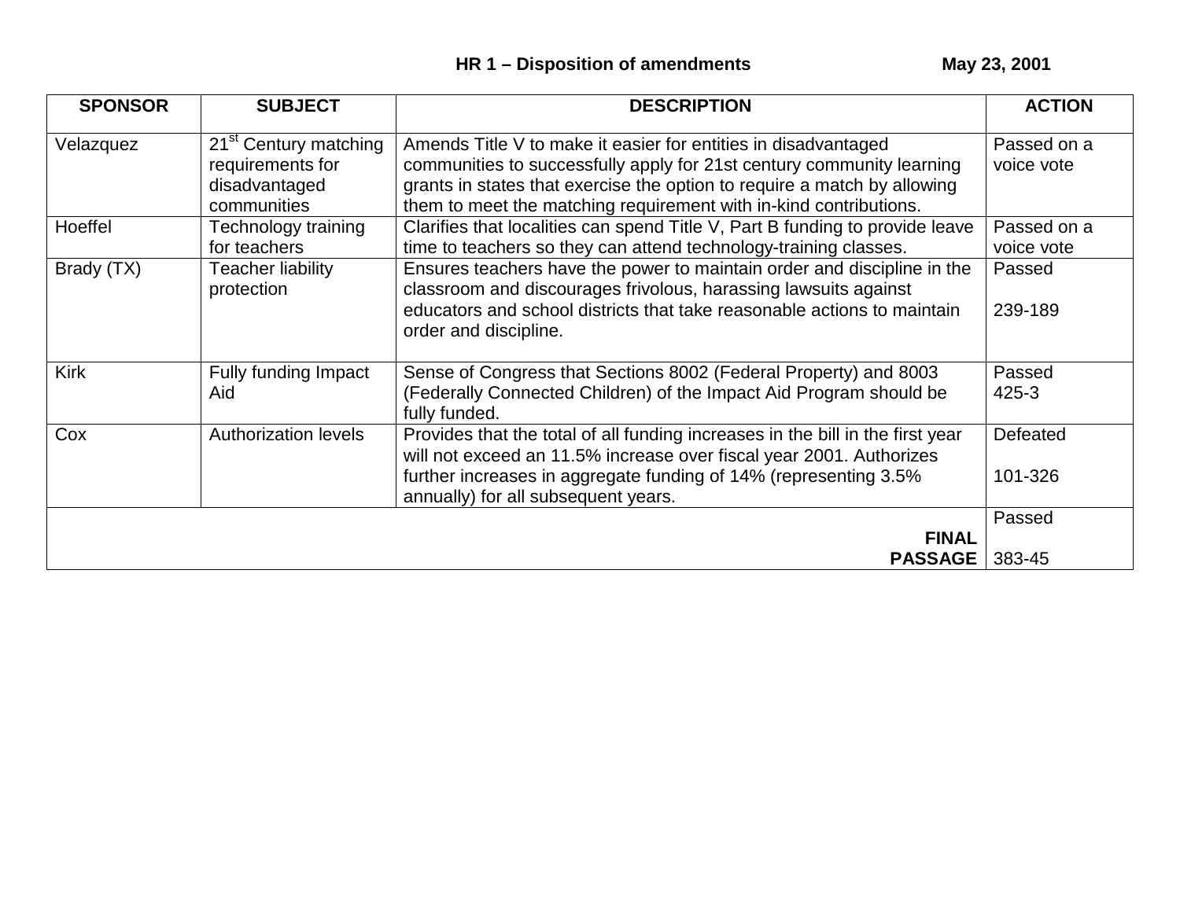**HR 1 – Disposition of amendments May 23, 2001**

| SPONSOR | SUBJECT | DESCRIPTION | ACTION |
|---|---|---|---|
| Velazquez | 21st Century matching requirements for disadvantaged communities | Amends Title V to make it easier for entities in disadvantaged communities to successfully apply for 21st century community learning grants in states that exercise the option to require a match by allowing them to meet the matching requirement with in-kind contributions. | Passed on a voice vote |
| Hoeffel | Technology training for teachers | Clarifies that localities can spend Title V, Part B funding to provide leave time to teachers so they can attend technology-training classes. | Passed on a voice vote |
| Brady (TX) | Teacher liability protection | Ensures teachers have the power to maintain order and discipline in the classroom and discourages frivolous, harassing lawsuits against educators and school districts that take reasonable actions to maintain order and discipline. | Passed 239-189 |
| Kirk | Fully funding Impact Aid | Sense of Congress that Sections 8002 (Federal Property) and 8003 (Federally Connected Children) of the Impact Aid Program should be fully funded. | Passed 425-3 |
| Cox | Authorization levels | Provides that the total of all funding increases in the bill in the first year will not exceed an 11.5% increase over fiscal year 2001. Authorizes further increases in aggregate funding of 14% (representing 3.5% annually) for all subsequent years. | Defeated 101-326 |
| | | **FINAL PASSAGE** | Passed 383-45 |